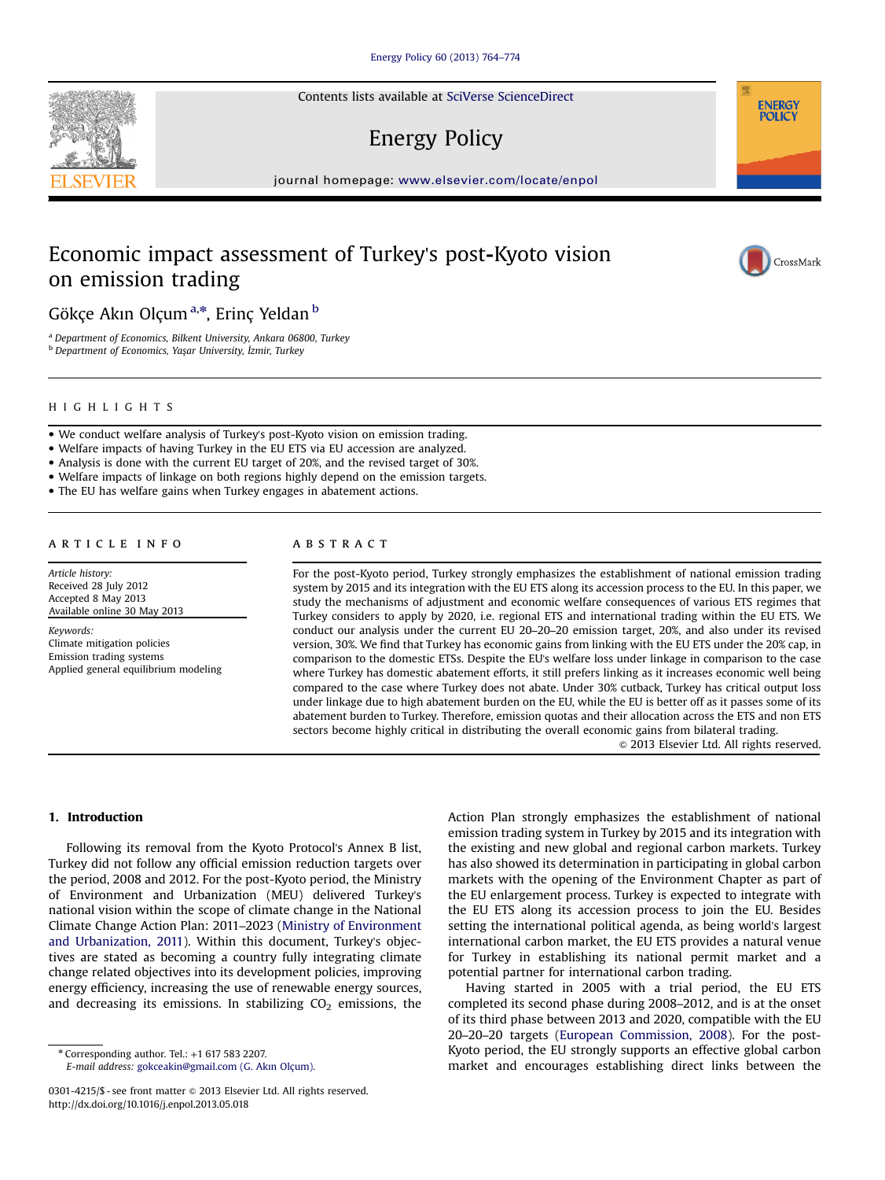# Economic impact assessment of Turkey's post-Kyoto vision on emission trading

Gökçe Akın Olçum [a,*], Erinç Yeldan [b]

[a] Department of Economics, Bilkent University, Ankara 06800, Turkey
[b] Department of Economics, Yaşar University, İzmir, Turkey

## HIGHLIGHTS

- We conduct welfare analysis of Turkey's post-Kyoto vision on emission trading.
- Welfare impacts of having Turkey in the EU ETS via EU accession are analyzed.
- Analysis is done with the current EU target of 20%, and the revised target of 30%.
- Welfare impacts of linkage on both regions highly depend on the emission targets.
- The EU has welfare gains when Turkey engages in abatement actions.

## ARTICLE INFO

*Article history:*
Received 28 July 2012
Accepted 8 May 2013
Available online 30 May 2013

*Keywords:*
Climate mitigation policies
Emission trading systems
Applied general equilibrium modeling

## ABSTRACT

For the post-Kyoto period, Turkey strongly emphasizes the establishment of national emission trading system by 2015 and its integration with the EU ETS along its accession process to the EU. In this paper, we study the mechanisms of adjustment and economic welfare consequences of various ETS regimes that Turkey considers to apply by 2020, i.e. regional ETS and international trading within the EU ETS. We conduct our analysis under the current EU 20–20–20 emission target, 20%, and also under its revised version, 30%. We find that Turkey has economic gains from linking with the EU ETS under the 20% cap, in comparison to the domestic ETSs. Despite the EU's welfare loss under linkage in comparison to the case where Turkey has domestic abatement efforts, it still prefers linking as it increases economic well being compared to the case where Turkey does not abate. Under 30% cutback, Turkey has critical output loss under linkage due to high abatement burden on the EU, while the EU is better off as it passes some of its abatement burden to Turkey. Therefore, emission quotas and their allocation across the ETS and non ETS sectors become highly critical in distributing the overall economic gains from bilateral trading.

© 2013 Elsevier Ltd. All rights reserved.

## 1. Introduction

Following its removal from the Kyoto Protocol's Annex B list, Turkey did not follow any official emission reduction targets over the period, 2008 and 2012. For the post-Kyoto period, the Ministry of Environment and Urbanization (MEU) delivered Turkey's national vision within the scope of climate change in the National Climate Change Action Plan: 2011–2023 (Ministry of Environment and Urbanization, 2011). Within this document, Turkey's objectives are stated as becoming a country fully integrating climate change related objectives into its development policies, improving energy efficiency, increasing the use of renewable energy sources, and decreasing its emissions. In stabilizing $CO_2$ emissions, the Action Plan strongly emphasizes the establishment of national emission trading system in Turkey by 2015 and its integration with the existing and new global and regional carbon markets. Turkey has also showed its determination in participating in global carbon markets with the opening of the Environment Chapter as part of the EU enlargement process. Turkey is expected to integrate with the EU ETS along its accession process to join the EU. Besides setting the international political agenda, as being world's largest international carbon market, the EU ETS provides a natural venue for Turkey in establishing its national permit market and a potential partner for international carbon trading.

Having started in 2005 with a trial period, the EU ETS completed its second phase during 2008–2012, and is at the onset of its third phase between 2013 and 2020, compatible with the EU 20–20–20 targets (European Commission, 2008). For the post-Kyoto period, the EU strongly supports an effective global carbon market and encourages establishing direct links between the

* Corresponding author. Tel.: +1 617 583 2207.
E-mail address: gokceakin@gmail.com (G. Akın Olçum).

0301-4215/$ - see front matter © 2013 Elsevier Ltd. All rights reserved.
http://dx.doi.org/10.1016/j.enpol.2013.05.018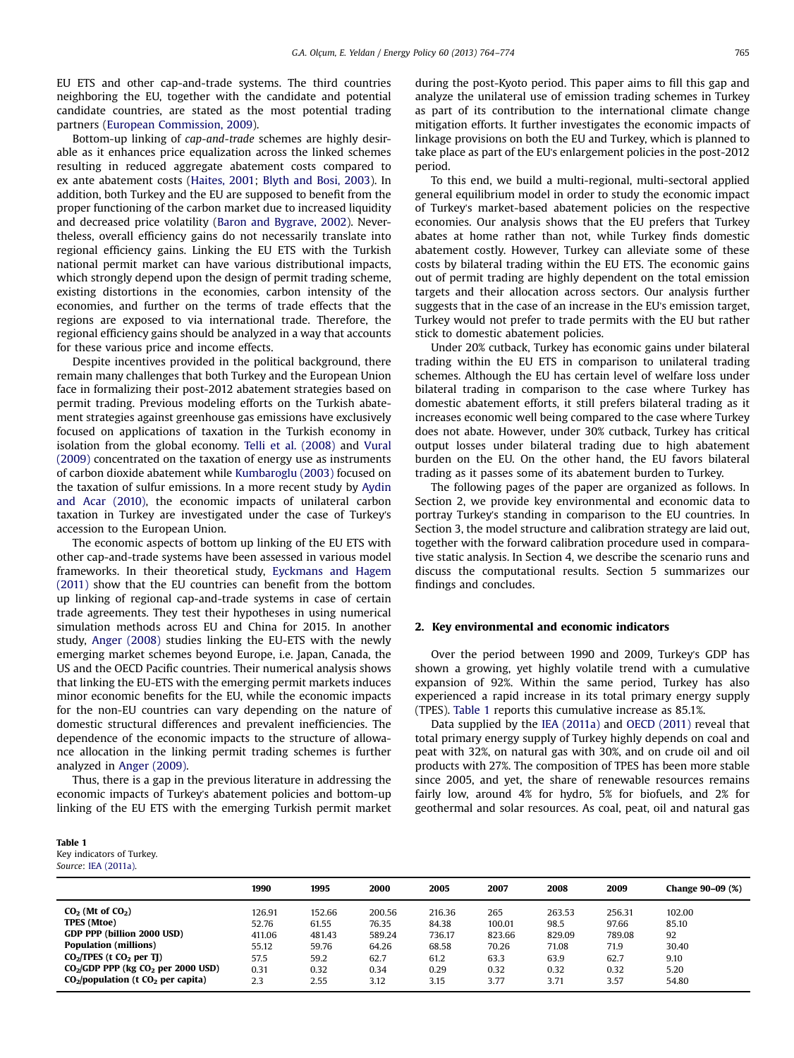EU ETS and other cap-and-trade systems. The third countries neighboring the EU, together with the candidate and potential candidate countries, are stated as the most potential trading partners (European Commission, 2009).

Bottom-up linking of *cap-and-trade* schemes are highly desirable as it enhances price equalization across the linked schemes resulting in reduced aggregate abatement costs compared to ex ante abatement costs (Haites, 2001; Blyth and Bosi, 2003). In addition, both Turkey and the EU are supposed to benefit from the proper functioning of the carbon market due to increased liquidity and decreased price volatility (Baron and Bygrave, 2002). Nevertheless, overall efficiency gains do not necessarily translate into regional efficiency gains. Linking the EU ETS with the Turkish national permit market can have various distributional impacts, which strongly depend upon the design of permit trading scheme, existing distortions in the economies, carbon intensity of the economies, and further on the terms of trade effects that the regions are exposed to via international trade. Therefore, the regional efficiency gains should be analyzed in a way that accounts for these various price and income effects.

Despite incentives provided in the political background, there remain many challenges that both Turkey and the European Union face in formalizing their post-2012 abatement strategies based on permit trading. Previous modeling efforts on the Turkish abatement strategies against greenhouse gas emissions have exclusively focused on applications of taxation in the Turkish economy in isolation from the global economy. Telli et al. (2008) and Vural (2009) concentrated on the taxation of energy use as instruments of carbon dioxide abatement while Kumbaroglu (2003) focused on the taxation of sulfur emissions. In a more recent study by Aydin and Acar (2010), the economic impacts of unilateral carbon taxation in Turkey are investigated under the case of Turkey's accession to the European Union.

The economic aspects of bottom up linking of the EU ETS with other cap-and-trade systems have been assessed in various model frameworks. In their theoretical study, Eyckmans and Hagem (2011) show that the EU countries can benefit from the bottom up linking of regional cap-and-trade systems in case of certain trade agreements. They test their hypotheses in using numerical simulation methods across EU and China for 2015. In another study, Anger (2008) studies linking the EU-ETS with the newly emerging market schemes beyond Europe, i.e. Japan, Canada, the US and the OECD Pacific countries. Their numerical analysis shows that linking the EU-ETS with the emerging permit markets induces minor economic benefits for the EU, while the economic impacts for the non-EU countries can vary depending on the nature of domestic structural differences and prevalent inefficiencies. The dependence of the economic impacts to the structure of allowance allocation in the linking permit trading schemes is further analyzed in Anger (2009).

Thus, there is a gap in the previous literature in addressing the economic impacts of Turkey's abatement policies and bottom-up linking of the EU ETS with the emerging Turkish permit market during the post-Kyoto period. This paper aims to fill this gap and analyze the unilateral use of emission trading schemes in Turkey as part of its contribution to the international climate change mitigation efforts. It further investigates the economic impacts of linkage provisions on both the EU and Turkey, which is planned to take place as part of the EU's enlargement policies in the post-2012 period.

To this end, we build a multi-regional, multi-sectoral applied general equilibrium model in order to study the economic impact of Turkey's market-based abatement policies on the respective economies. Our analysis shows that the EU prefers that Turkey abates at home rather than not, while Turkey finds domestic abatement costly. However, Turkey can alleviate some of these costs by bilateral trading within the EU ETS. The economic gains out of permit trading are highly dependent on the total emission targets and their allocation across sectors. Our analysis further suggests that in the case of an increase in the EU's emission target, Turkey would not prefer to trade permits with the EU but rather stick to domestic abatement policies.

Under 20% cutback, Turkey has economic gains under bilateral trading within the EU ETS in comparison to unilateral trading schemes. Although the EU has certain level of welfare loss under bilateral trading in comparison to the case where Turkey has domestic abatement efforts, it still prefers bilateral trading as it increases economic well being compared to the case where Turkey does not abate. However, under 30% cutback, Turkey has critical output losses under bilateral trading due to high abatement burden on the EU. On the other hand, the EU favors bilateral trading as it passes some of its abatement burden to Turkey.

The following pages of the paper are organized as follows. In Section 2, we provide key environmental and economic data to portray Turkey's standing in comparison to the EU countries. In Section 3, the model structure and calibration strategy are laid out, together with the forward calibration procedure used in comparative static analysis. In Section 4, we describe the scenario runs and discuss the computational results. Section 5 summarizes our findings and concludes.

## 2. Key environmental and economic indicators

Over the period between 1990 and 2009, Turkey's GDP has shown a growing, yet highly volatile trend with a cumulative expansion of 92%. Within the same period, Turkey has also experienced a rapid increase in its total primary energy supply (TPES). Table 1 reports this cumulative increase as 85.1%.

Data supplied by the IEA (2011a) and OECD (2011) reveal that total primary energy supply of Turkey highly depends on coal and peat with 32%, on natural gas with 30%, and on crude oil and oil products with 27%. The composition of TPES has been more stable since 2005, and yet, the share of renewable resources remains fairly low, around 4% for hydro, 5% for biofuels, and 2% for geothermal and solar resources. As coal, peat, oil and natural gas

**Table 1**
Key indicators of Turkey.
*Source*: IEA (2011a).

| | 1990 | 1995 | 2000 | 2005 | 2007 | 2008 | 2009 | Change 90–09 (%) |
|---|---|---|---|---|---|---|---|---|
| **$CO_2$ (Mt of $CO_2$)** | 126.91 | 152.66 | 200.56 | 216.36 | 265 | 263.53 | 256.31 | 102.00 |
| **TPES (Mtoe)** | 52.76 | 61.55 | 76.35 | 84.38 | 100.01 | 98.5 | 97.66 | 85.10 |
| **GDP PPP (billion 2000 USD)** | 411.06 | 481.43 | 589.24 | 736.17 | 823.66 | 829.09 | 789.08 | 92 |
| **Population (millions)** | 55.12 | 59.76 | 64.26 | 68.58 | 70.26 | 71.08 | 71.9 | 30.40 |
| **$CO_2$/TPES (t $CO_2$ per TJ)** | 57.5 | 59.2 | 62.7 | 61.2 | 63.3 | 63.9 | 62.7 | 9.10 |
| **$CO_2$/GDP PPP (kg $CO_2$ per 2000 USD)** | 0.31 | 0.32 | 0.34 | 0.29 | 0.32 | 0.32 | 0.32 | 5.20 |
| **$CO_2$/population (t $CO_2$ per capita)** | 2.3 | 2.55 | 3.12 | 3.15 | 3.77 | 3.71 | 3.57 | 54.80 |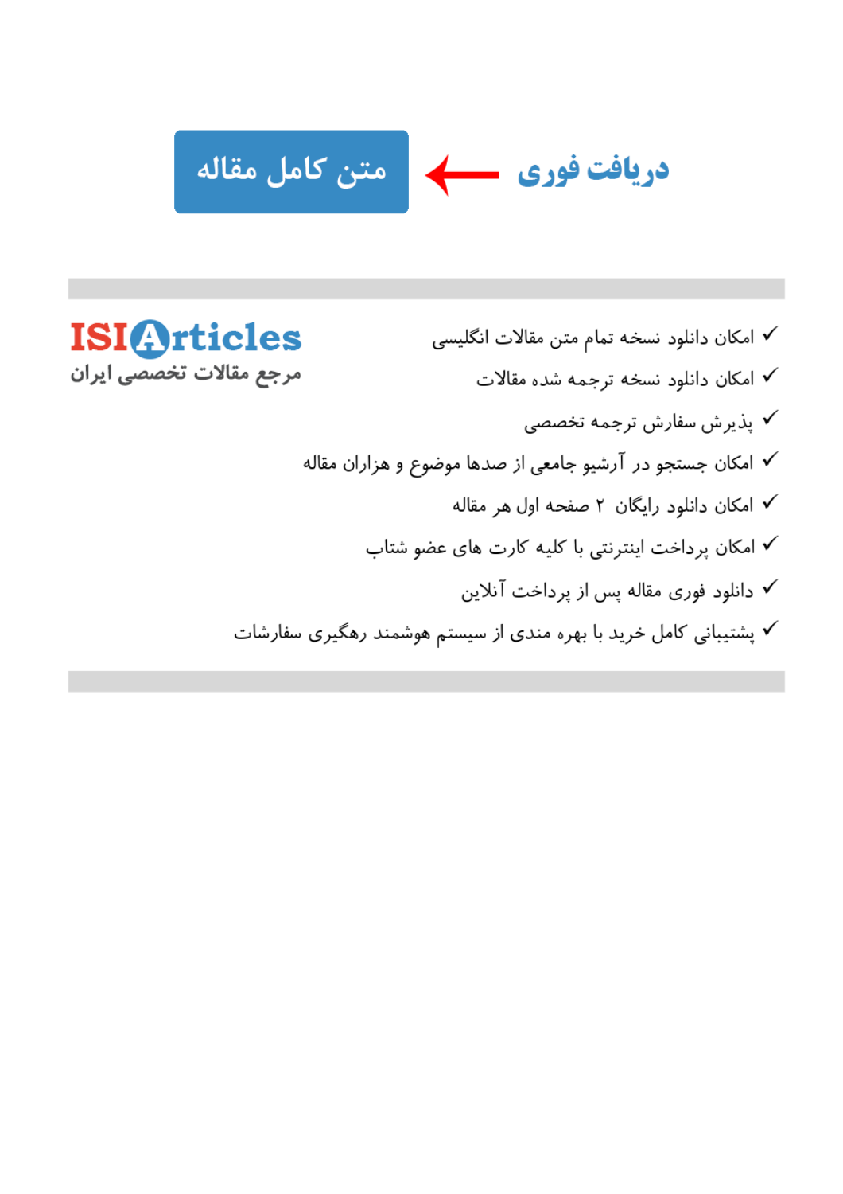دریافت فوری ← متن کامل مقاله

ISIArticles
مرجع مقالات تخصصی ایران

- ✓ امکان دانلود نسخه تمام متن مقالات انگلیسی
- ✓ امکان دانلود نسخه ترجمه شده مقالات
- ✓ پذیرش سفارش ترجمه تخصصی
- ✓ امکان جستجو در آرشیو جامعی از صدها موضوع و هزاران مقاله
- ✓ امکان دانلود رایگان ۲ صفحه اول هر مقاله
- ✓ امکان پرداخت اینترنتی با کلیه کارت های عضو شتاب
- ✓ دانلود فوری مقاله پس از پرداخت آنلاین
- ✓ پشتیبانی کامل خرید با بهره مندی از سیستم هوشمند رهگیری سفارشات